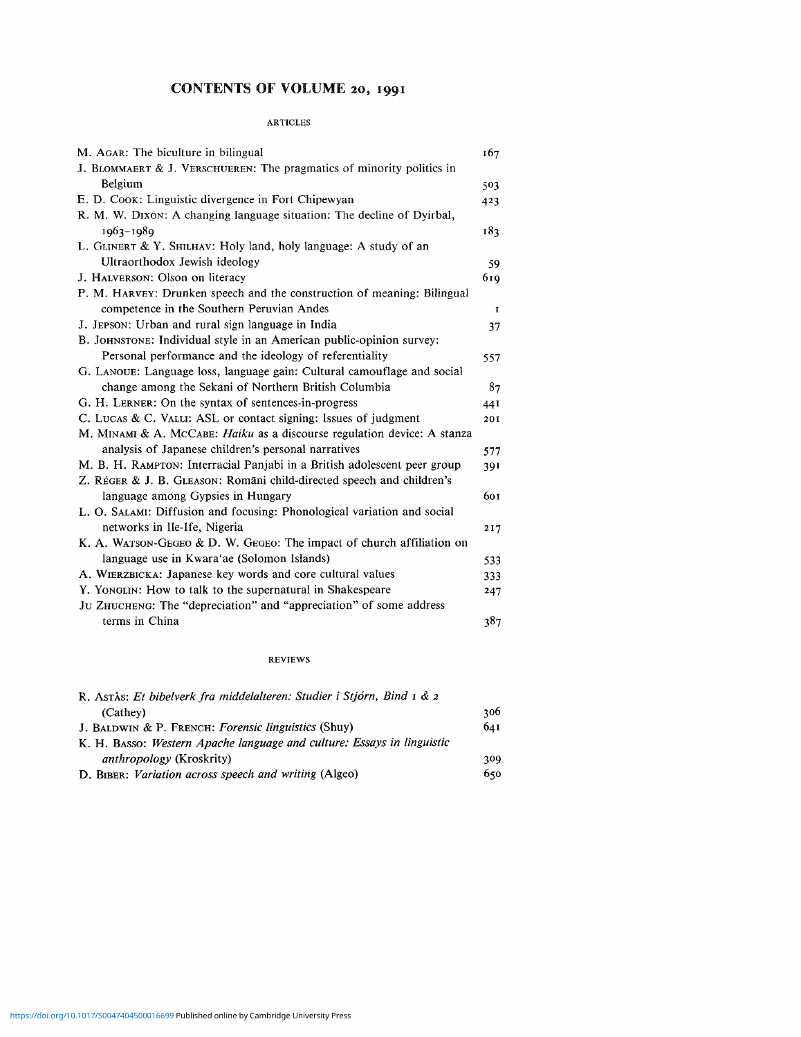# CONTENTS OF VOLUME 20, 1991

## ARTICLES

| | |
|---|---|
| M. AGAR: The biculture in bilingual | 167 |
| J. BLOMMAERT & J. VERSCHUEREN: The pragmatics of minority politics in Belgium | 503 |
| E. D. COOK: Linguistic divergence in Fort Chipewyan | 423 |
| R. M. W. DIXON: A changing language situation: The decline of Dyirbal, 1963–1989 | 183 |
| L. GLINERT & Y. SHILHAV: Holy land, holy language: A study of an Ultraorthodox Jewish ideology | 59 |
| J. HALVERSON: Olson on literacy | 619 |
| P. M. HARVEY: Drunken speech and the construction of meaning: Bilingual competence in the Southern Peruvian Andes | 1 |
| J. JEPSON: Urban and rural sign language in India | 37 |
| B. JOHNSTONE: Individual style in an American public-opinion survey: Personal performance and the ideology of referentiality | 557 |
| G. LANOUE: Language loss, language gain: Cultural camouflage and social change among the Sekani of Northern British Columbia | 87 |
| G. H. LERNER: On the syntax of sentences-in-progress | 441 |
| C. LUCAS & C. VALLI: ASL or contact signing: Issues of judgment | 201 |
| M. MINAMI & A. MCCABE: *Haiku* as a discourse regulation device: A stanza analysis of Japanese children's personal narratives | 577 |
| M. B. H. RAMPTON: Interracial Panjabi in a British adolescent peer group | 391 |
| Z. RÉGER & J. B. GLEASON: Romāni child-directed speech and children's language among Gypsies in Hungary | 601 |
| L. O. SALAMI: Diffusion and focusing: Phonological variation and social networks in Ile-Ife, Nigeria | 217 |
| K. A. WATSON-GEGEO & D. W. GEGEO: The impact of church affiliation on language use in Kwara'ae (Solomon Islands) | 533 |
| A. WIERZBICKA: Japanese key words and core cultural values | 333 |
| Y. YONGLIN: How to talk to the supernatural in Shakespeare | 247 |
| JU ZHUCHENG: The "depreciation" and "appreciation" of some address terms in China | 387 |

## REVIEWS

| | |
|---|---|
| R. ASTÅS: *Et bibelverk fra middelalteren: Studier i Stjórn, Bind 1 & 2* (Cathey) | 306 |
| J. BALDWIN & P. FRENCH: *Forensic linguistics* (Shuy) | 641 |
| K. H. BASSO: *Western Apache language and culture: Essays in linguistic anthropology* (Kroskrity) | 309 |
| D. BIBER: *Variation across speech and writing* (Algeo) | 650 |

https://doi.org/10.1017/S0047404500016699 Published online by Cambridge University Press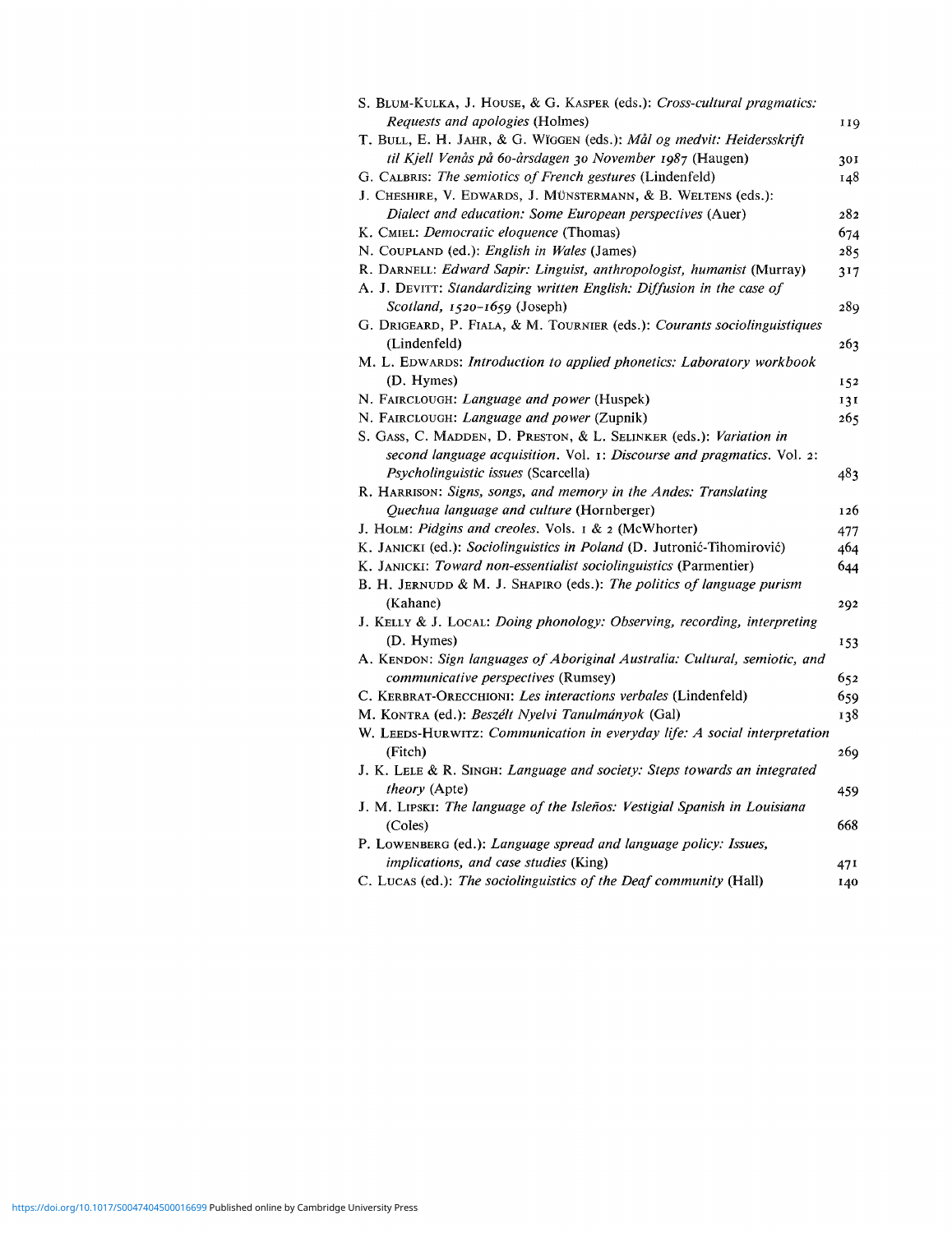S. Blum-Kulka, J. House, & G. Kasper (eds.): *Cross-cultural pragmatics: Requests and apologies* (Holmes) 119

T. Bull, E. H. Jahr, & G. Wiggen (eds.): *Mål og medvit: Heidersskrift til Kjell Venås på 60-årsdagen 30 November 1987* (Haugen) 301

G. Calbris: *The semiotics of French gestures* (Lindenfeld) 148

J. Cheshire, V. Edwards, J. Münstermann, & B. Weltens (eds.): *Dialect and education: Some European perspectives* (Auer) 282

K. Cmiel: *Democratic eloquence* (Thomas) 674

N. Coupland (ed.): *English in Wales* (James) 285

R. Darnell: *Edward Sapir: Linguist, anthropologist, humanist* (Murray) 317

A. J. Devitt: *Standardizing written English: Diffusion in the case of Scotland, 1520–1659* (Joseph) 289

G. Drigeard, P. Fiala, & M. Tournier (eds.): *Courants sociolinguistiques* (Lindenfeld) 263

M. L. Edwards: *Introduction to applied phonetics: Laboratory workbook* (D. Hymes) 152

N. Fairclough: *Language and power* (Huspek) 131

N. Fairclough: *Language and power* (Zupnik) 265

S. Gass, C. Madden, D. Preston, & L. Selinker (eds.): *Variation in second language acquisition*. Vol. 1: *Discourse and pragmatics*. Vol. 2: *Psycholinguistic issues* (Scarcella) 483

R. Harrison: *Signs, songs, and memory in the Andes: Translating Quechua language and culture* (Hornberger) 126

J. Holm: *Pidgins and creoles*. Vols. 1 & 2 (McWhorter) 477

K. Janicki (ed.): *Sociolinguistics in Poland* (D. Jutronić-Tihomirović) 464

K. Janicki: *Toward non-essentialist sociolinguistics* (Parmentier) 644

B. H. Jernudd & M. J. Shapiro (eds.): *The politics of language purism* (Kahane) 292

J. Kelly & J. Local: *Doing phonology: Observing, recording, interpreting* (D. Hymes) 153

A. Kendon: *Sign languages of Aboriginal Australia: Cultural, semiotic, and communicative perspectives* (Rumsey) 652

C. Kerbrat-Orecchioni: *Les interactions verbales* (Lindenfeld) 659

M. Kontra (ed.): *Beszélt Nyelvi Tanulmányok* (Gal) 138

W. Leeds-Hurwitz: *Communication in everyday life: A social interpretation* (Fitch) 269

J. K. Lele & R. Singh: *Language and society: Steps towards an integrated theory* (Apte) 459

J. M. Lipski: *The language of the Isleños: Vestigial Spanish in Louisiana* (Coles) 668

P. Lowenberg (ed.): *Language spread and language policy: Issues, implications, and case studies* (King) 471

C. Lucas (ed.): *The sociolinguistics of the Deaf community* (Hall) 140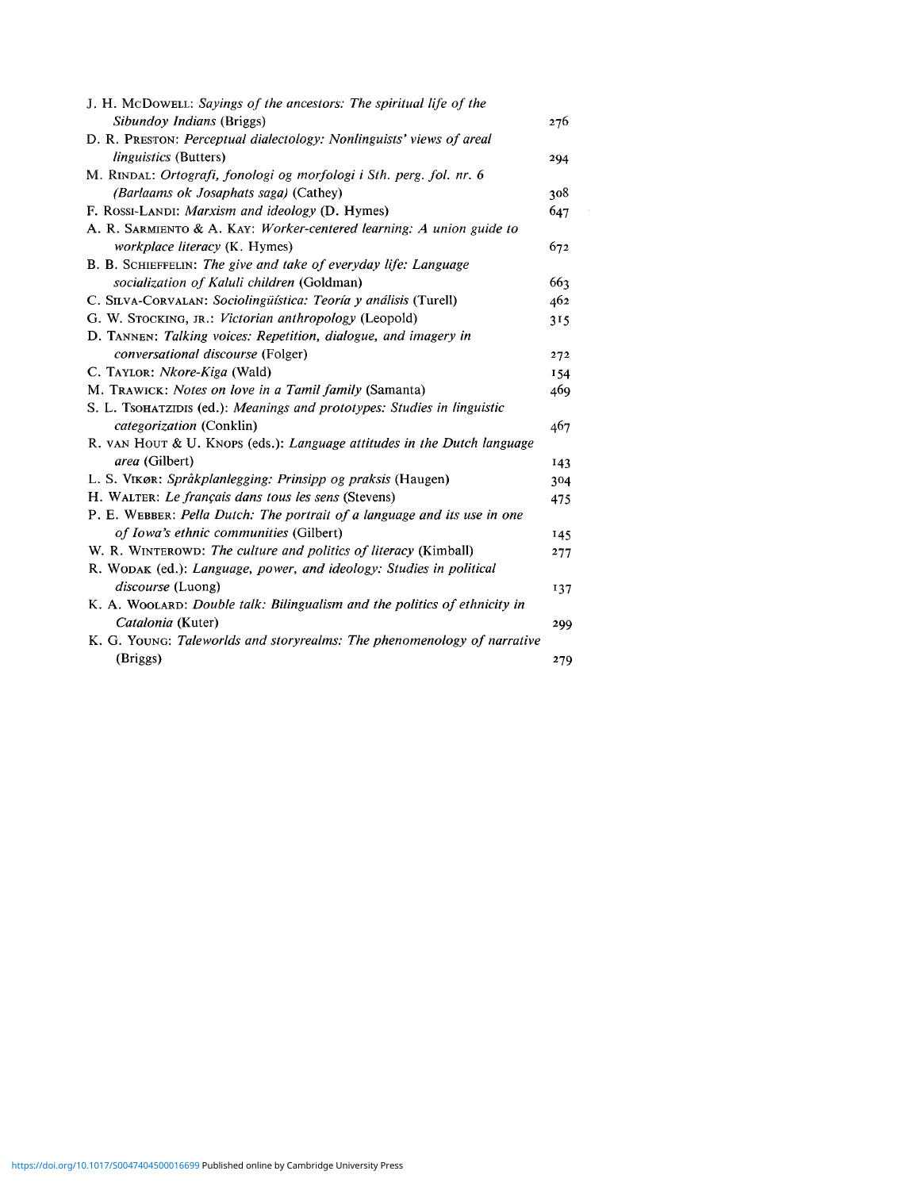J. H. McDowell: *Sayings of the ancestors: The spiritual life of the Sibundoy Indians* (Briggs) 276

D. R. Preston: *Perceptual dialectology: Nonlinguists' views of areal linguistics* (Butters) 294

M. Rindal: *Ortografi, fonologi og morfologi i Sth. perg. fol. nr. 6 (Barlaams ok Josaphats saga)* (Cathey) 308

F. Rossi-Landi: *Marxism and ideology* (D. Hymes) 647

A. R. Sarmiento & A. Kay: *Worker-centered learning: A union guide to workplace literacy* (K. Hymes) 672

B. B. Schieffelin: *The give and take of everyday life: Language socialization of Kaluli children* (Goldman) 663

C. Silva-Corvalan: *Sociolingüística: Teoría y análisis* (Turell) 462

G. W. Stocking, jr.: *Victorian anthropology* (Leopold) 315

D. Tannen: *Talking voices: Repetition, dialogue, and imagery in conversational discourse* (Folger) 272

C. Taylor: *Nkore-Kiga* (Wald) 154

M. Trawick: *Notes on love in a Tamil family* (Samanta) 469

S. L. Tsohatzidis (ed.): *Meanings and prototypes: Studies in linguistic categorization* (Conklin) 467

R. van Hout & U. Knops (eds.): *Language attitudes in the Dutch language area* (Gilbert) 143

L. S. Vikør: *Språkplanlegging: Prinsipp og praksis* (Haugen) 304

H. Walter: *Le français dans tous les sens* (Stevens) 475

P. E. Webber: *Pella Dutch: The portrait of a language and its use in one of Iowa's ethnic communities* (Gilbert) 145

W. R. Winterowd: *The culture and politics of literacy* (Kimball) 277

R. Wodak (ed.): *Language, power, and ideology: Studies in political discourse* (Luong) 137

K. A. Woolard: *Double talk: Bilingualism and the politics of ethnicity in Catalonia* (Kuter) 299

K. G. Young: *Taleworlds and storyrealms: The phenomenology of narrative* (Briggs) 279